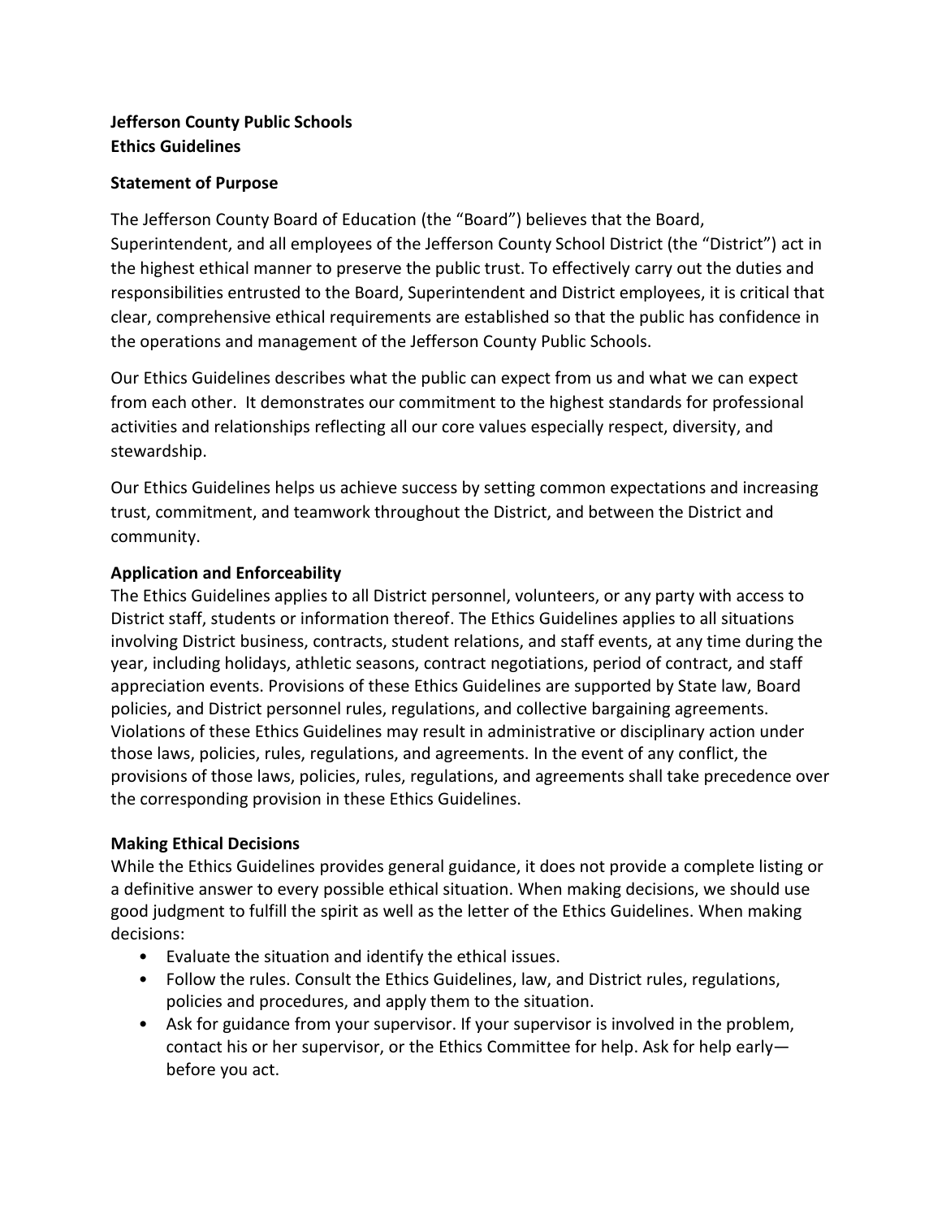**Jefferson County Public Schools**
**Ethics Guidelines**

**Statement of Purpose**

The Jefferson County Board of Education (the "Board") believes that the Board, Superintendent, and all employees of the Jefferson County School District (the "District") act in the highest ethical manner to preserve the public trust. To effectively carry out the duties and responsibilities entrusted to the Board, Superintendent and District employees, it is critical that clear, comprehensive ethical requirements are established so that the public has confidence in the operations and management of the Jefferson County Public Schools.

Our Ethics Guidelines describes what the public can expect from us and what we can expect from each other. It demonstrates our commitment to the highest standards for professional activities and relationships reflecting all our core values especially respect, diversity, and stewardship.

Our Ethics Guidelines helps us achieve success by setting common expectations and increasing trust, commitment, and teamwork throughout the District, and between the District and community.

**Application and Enforceability**

The Ethics Guidelines applies to all District personnel, volunteers, or any party with access to District staff, students or information thereof. The Ethics Guidelines applies to all situations involving District business, contracts, student relations, and staff events, at any time during the year, including holidays, athletic seasons, contract negotiations, period of contract, and staff appreciation events. Provisions of these Ethics Guidelines are supported by State law, Board policies, and District personnel rules, regulations, and collective bargaining agreements. Violations of these Ethics Guidelines may result in administrative or disciplinary action under those laws, policies, rules, regulations, and agreements. In the event of any conflict, the provisions of those laws, policies, rules, regulations, and agreements shall take precedence over the corresponding provision in these Ethics Guidelines.

**Making Ethical Decisions**

While the Ethics Guidelines provides general guidance, it does not provide a complete listing or a definitive answer to every possible ethical situation. When making decisions, we should use good judgment to fulfill the spirit as well as the letter of the Ethics Guidelines. When making decisions:

- Evaluate the situation and identify the ethical issues.
- Follow the rules. Consult the Ethics Guidelines, law, and District rules, regulations, policies and procedures, and apply them to the situation.
- Ask for guidance from your supervisor. If your supervisor is involved in the problem, contact his or her supervisor, or the Ethics Committee for help. Ask for help early—before you act.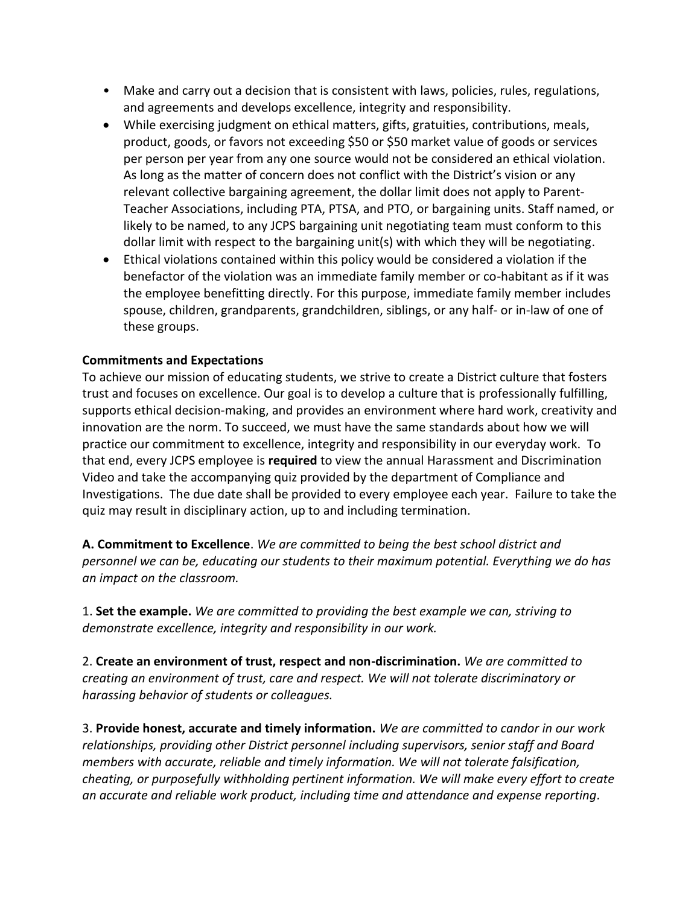- Make and carry out a decision that is consistent with laws, policies, rules, regulations, and agreements and develops excellence, integrity and responsibility.
- While exercising judgment on ethical matters, gifts, gratuities, contributions, meals, product, goods, or favors not exceeding $50 or $50 market value of goods or services per person per year from any one source would not be considered an ethical violation. As long as the matter of concern does not conflict with the District's vision or any relevant collective bargaining agreement, the dollar limit does not apply to Parent-Teacher Associations, including PTA, PTSA, and PTO, or bargaining units. Staff named, or likely to be named, to any JCPS bargaining unit negotiating team must conform to this dollar limit with respect to the bargaining unit(s) with which they will be negotiating.
- Ethical violations contained within this policy would be considered a violation if the benefactor of the violation was an immediate family member or co-habitant as if it was the employee benefitting directly. For this purpose, immediate family member includes spouse, children, grandparents, grandchildren, siblings, or any half- or in-law of one of these groups.

**Commitments and Expectations**

To achieve our mission of educating students, we strive to create a District culture that fosters trust and focuses on excellence. Our goal is to develop a culture that is professionally fulfilling, supports ethical decision-making, and provides an environment where hard work, creativity and innovation are the norm. To succeed, we must have the same standards about how we will practice our commitment to excellence, integrity and responsibility in our everyday work. To that end, every JCPS employee is **required** to view the annual Harassment and Discrimination Video and take the accompanying quiz provided by the department of Compliance and Investigations. The due date shall be provided to every employee each year. Failure to take the quiz may result in disciplinary action, up to and including termination.

**A. Commitment to Excellence**. *We are committed to being the best school district and personnel we can be, educating our students to their maximum potential. Everything we do has an impact on the classroom.*

1. **Set the example.** *We are committed to providing the best example we can, striving to demonstrate excellence, integrity and responsibility in our work.*

2. **Create an environment of trust, respect and non-discrimination.** *We are committed to creating an environment of trust, care and respect. We will not tolerate discriminatory or harassing behavior of students or colleagues.*

3. **Provide honest, accurate and timely information.** *We are committed to candor in our work relationships, providing other District personnel including supervisors, senior staff and Board members with accurate, reliable and timely information. We will not tolerate falsification, cheating, or purposefully withholding pertinent information. We will make every effort to create an accurate and reliable work product, including time and attendance and expense reporting.*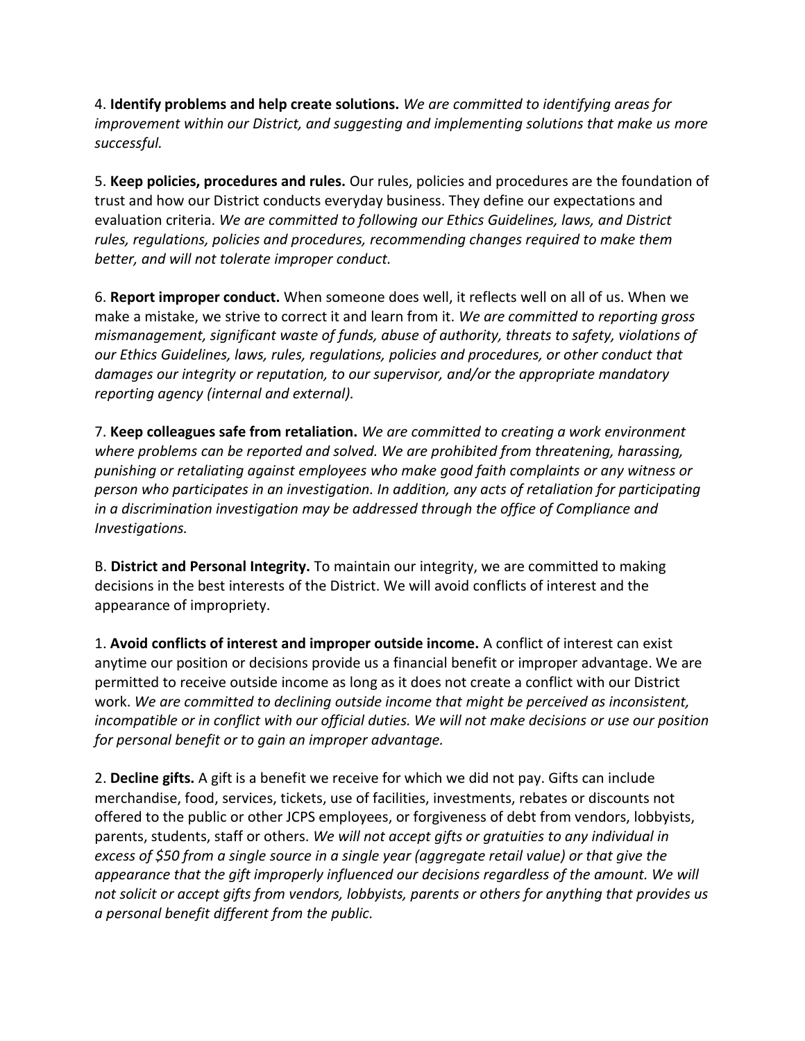4. **Identify problems and help create solutions.** *We are committed to identifying areas for improvement within our District, and suggesting and implementing solutions that make us more successful.*

5. **Keep policies, procedures and rules.** Our rules, policies and procedures are the foundation of trust and how our District conducts everyday business. They define our expectations and evaluation criteria. *We are committed to following our Ethics Guidelines, laws, and District rules, regulations, policies and procedures, recommending changes required to make them better, and will not tolerate improper conduct.*

6. **Report improper conduct.** When someone does well, it reflects well on all of us. When we make a mistake, we strive to correct it and learn from it. *We are committed to reporting gross mismanagement, significant waste of funds, abuse of authority, threats to safety, violations of our Ethics Guidelines, laws, rules, regulations, policies and procedures, or other conduct that damages our integrity or reputation, to our supervisor, and/or the appropriate mandatory reporting agency (internal and external).*

7. **Keep colleagues safe from retaliation.** *We are committed to creating a work environment where problems can be reported and solved. We are prohibited from threatening, harassing, punishing or retaliating against employees who make good faith complaints or any witness or person who participates in an investigation. In addition, any acts of retaliation for participating in a discrimination investigation may be addressed through the office of Compliance and Investigations.*

B. **District and Personal Integrity.** To maintain our integrity, we are committed to making decisions in the best interests of the District. We will avoid conflicts of interest and the appearance of impropriety.

1. **Avoid conflicts of interest and improper outside income.** A conflict of interest can exist anytime our position or decisions provide us a financial benefit or improper advantage. We are permitted to receive outside income as long as it does not create a conflict with our District work. *We are committed to declining outside income that might be perceived as inconsistent, incompatible or in conflict with our official duties. We will not make decisions or use our position for personal benefit or to gain an improper advantage.*

2. **Decline gifts.** A gift is a benefit we receive for which we did not pay. Gifts can include merchandise, food, services, tickets, use of facilities, investments, rebates or discounts not offered to the public or other JCPS employees, or forgiveness of debt from vendors, lobbyists, parents, students, staff or others. *We will not accept gifts or gratuities to any individual in excess of $50 from a single source in a single year (aggregate retail value) or that give the appearance that the gift improperly influenced our decisions regardless of the amount. We will not solicit or accept gifts from vendors, lobbyists, parents or others for anything that provides us a personal benefit different from the public.*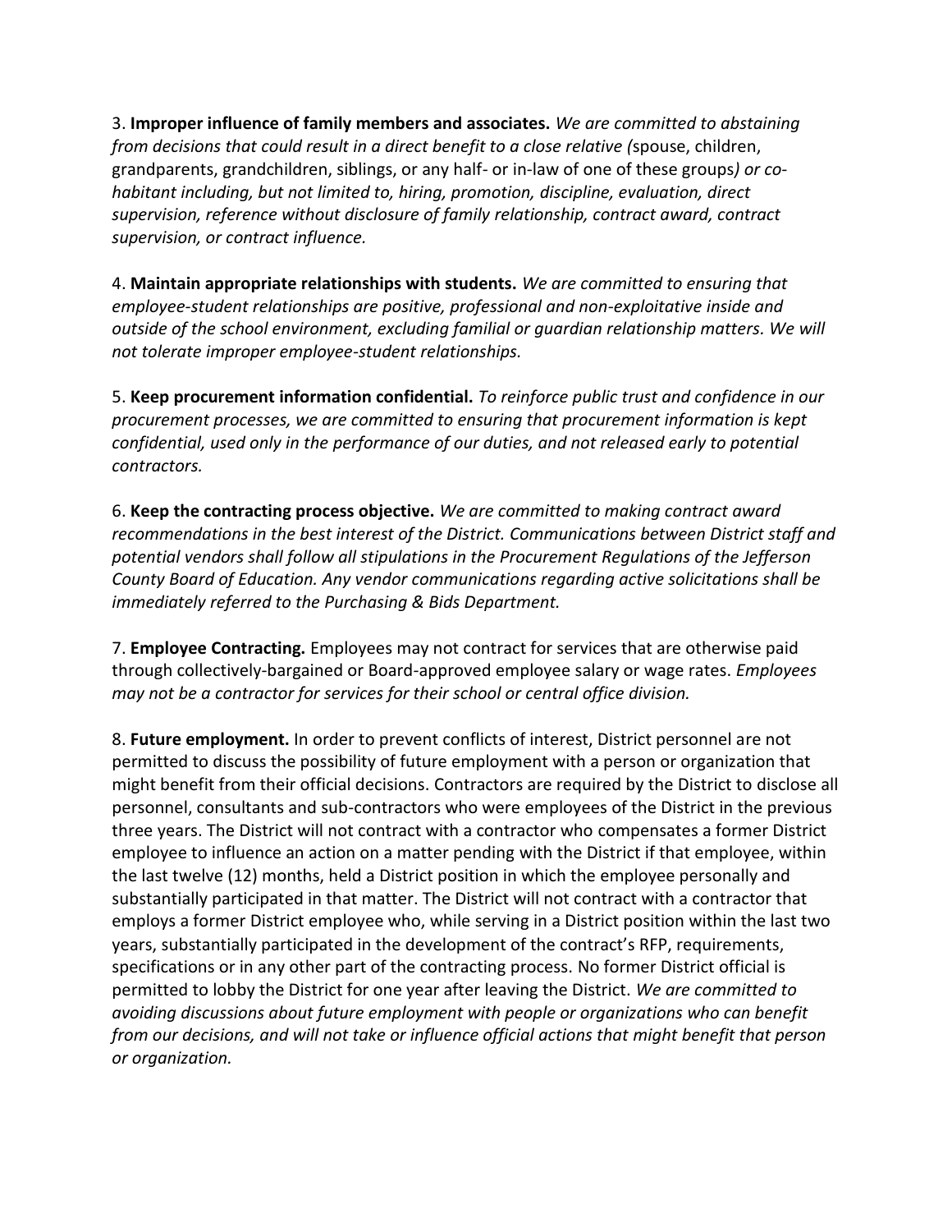3. **Improper influence of family members and associates.** *We are committed to abstaining from decisions that could result in a direct benefit to a close relative (*spouse, children, grandparents, grandchildren, siblings, or any half- or in-law of one of these groups*) or co-habitant including, but not limited to, hiring, promotion, discipline, evaluation, direct supervision, reference without disclosure of family relationship, contract award, contract supervision, or contract influence.*

4. **Maintain appropriate relationships with students.** *We are committed to ensuring that employee-student relationships are positive, professional and non-exploitative inside and outside of the school environment, excluding familial or guardian relationship matters. We will not tolerate improper employee-student relationships.*

5. **Keep procurement information confidential.** *To reinforce public trust and confidence in our procurement processes, we are committed to ensuring that procurement information is kept confidential, used only in the performance of our duties, and not released early to potential contractors.*

6. **Keep the contracting process objective.** *We are committed to making contract award recommendations in the best interest of the District. Communications between District staff and potential vendors shall follow all stipulations in the Procurement Regulations of the Jefferson County Board of Education. Any vendor communications regarding active solicitations shall be immediately referred to the Purchasing & Bids Department.*

7. **Employee Contracting.** Employees may not contract for services that are otherwise paid through collectively-bargained or Board-approved employee salary or wage rates. *Employees may not be a contractor for services for their school or central office division.*

8. **Future employment.** In order to prevent conflicts of interest, District personnel are not permitted to discuss the possibility of future employment with a person or organization that might benefit from their official decisions. Contractors are required by the District to disclose all personnel, consultants and sub-contractors who were employees of the District in the previous three years. The District will not contract with a contractor who compensates a former District employee to influence an action on a matter pending with the District if that employee, within the last twelve (12) months, held a District position in which the employee personally and substantially participated in that matter. The District will not contract with a contractor that employs a former District employee who, while serving in a District position within the last two years, substantially participated in the development of the contract's RFP, requirements, specifications or in any other part of the contracting process. No former District official is permitted to lobby the District for one year after leaving the District. *We are committed to avoiding discussions about future employment with people or organizations who can benefit from our decisions, and will not take or influence official actions that might benefit that person or organization.*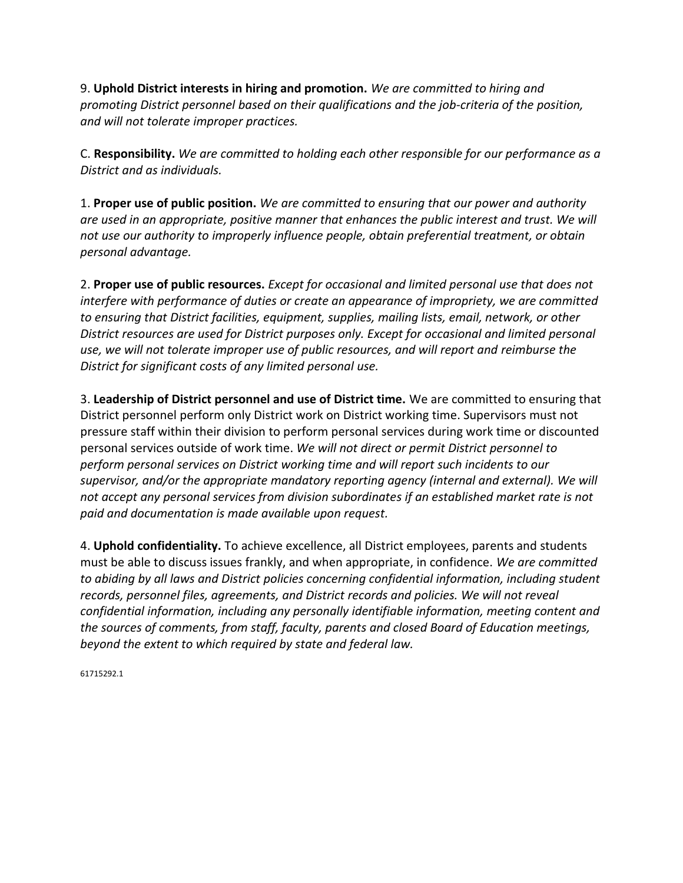9. **Uphold District interests in hiring and promotion.** *We are committed to hiring and promoting District personnel based on their qualifications and the job-criteria of the position, and will not tolerate improper practices.*

C. **Responsibility.** *We are committed to holding each other responsible for our performance as a District and as individuals.*

1. **Proper use of public position.** *We are committed to ensuring that our power and authority are used in an appropriate, positive manner that enhances the public interest and trust. We will not use our authority to improperly influence people, obtain preferential treatment, or obtain personal advantage.*

2. **Proper use of public resources.** *Except for occasional and limited personal use that does not interfere with performance of duties or create an appearance of impropriety, we are committed to ensuring that District facilities, equipment, supplies, mailing lists, email, network, or other District resources are used for District purposes only. Except for occasional and limited personal use, we will not tolerate improper use of public resources, and will report and reimburse the District for significant costs of any limited personal use.*

3. **Leadership of District personnel and use of District time.** We are committed to ensuring that District personnel perform only District work on District working time. Supervisors must not pressure staff within their division to perform personal services during work time or discounted personal services outside of work time. *We will not direct or permit District personnel to perform personal services on District working time and will report such incidents to our supervisor, and/or the appropriate mandatory reporting agency (internal and external). We will not accept any personal services from division subordinates if an established market rate is not paid and documentation is made available upon request.*

4. **Uphold confidentiality.** To achieve excellence, all District employees, parents and students must be able to discuss issues frankly, and when appropriate, in confidence. *We are committed to abiding by all laws and District policies concerning confidential information, including student records, personnel files, agreements, and District records and policies. We will not reveal confidential information, including any personally identifiable information, meeting content and the sources of comments, from staff, faculty, parents and closed Board of Education meetings, beyond the extent to which required by state and federal law.*

61715292.1